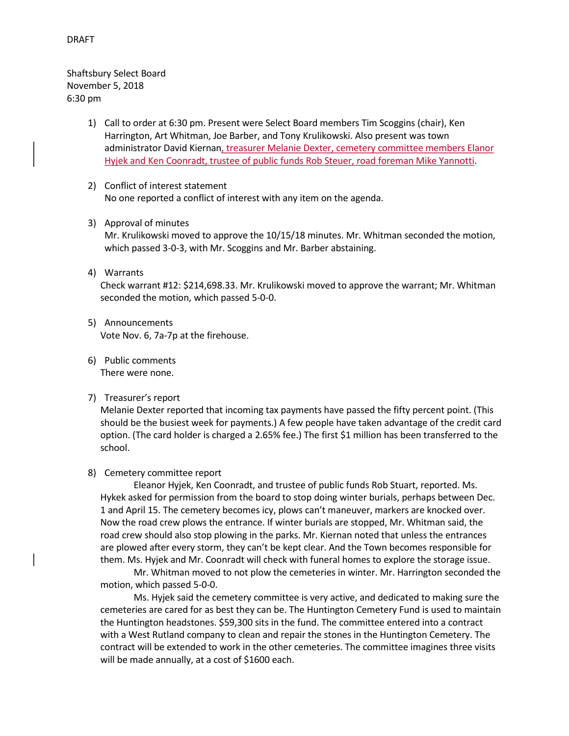DRAFT

Shaftsbury Select Board
November 5, 2018
6:30 pm

1) Call to order at 6:30 pm. Present were Select Board members Tim Scoggins (chair), Ken Harrington, Art Whitman, Joe Barber, and Tony Krulikowski. Also present was town administrator David Kiernan, treasurer Melanie Dexter, cemetery committee members Elanor Hyjek and Ken Coonradt, trustee of public funds Rob Steuer, road foreman Mike Yannotti.

2) Conflict of interest statement
No one reported a conflict of interest with any item on the agenda.

3) Approval of minutes
Mr. Krulikowski moved to approve the 10/15/18 minutes. Mr. Whitman seconded the motion, which passed 3-0-3, with Mr. Scoggins and Mr. Barber abstaining.

4) Warrants
Check warrant #12: $214,698.33. Mr. Krulikowski moved to approve the warrant; Mr. Whitman seconded the motion, which passed 5-0-0.

5) Announcements
Vote Nov. 6, 7a-7p at the firehouse.

6) Public comments
There were none.

7) Treasurer's report
Melanie Dexter reported that incoming tax payments have passed the fifty percent point. (This should be the busiest week for payments.) A few people have taken advantage of the credit card option. (The card holder is charged a 2.65% fee.) The first $1 million has been transferred to the school.

8) Cemetery committee report
Eleanor Hyjek, Ken Coonradt, and trustee of public funds Rob Stuart, reported. Ms. Hykek asked for permission from the board to stop doing winter burials, perhaps between Dec. 1 and April 15. The cemetery becomes icy, plows can't maneuver, markers are knocked over. Now the road crew plows the entrance. If winter burials are stopped, Mr. Whitman said, the road crew should also stop plowing in the parks. Mr. Kiernan noted that unless the entrances are plowed after every storm, they can't be kept clear. And the Town becomes responsible for them. Ms. Hyjek and Mr. Coonradt will check with funeral homes to explore the storage issue.
Mr. Whitman moved to not plow the cemeteries in winter. Mr. Harrington seconded the motion, which passed 5-0-0.
Ms. Hyjek said the cemetery committee is very active, and dedicated to making sure the cemeteries are cared for as best they can be. The Huntington Cemetery Fund is used to maintain the Huntington headstones. $59,300 sits in the fund. The committee entered into a contract with a West Rutland company to clean and repair the stones in the Huntington Cemetery. The contract will be extended to work in the other cemeteries. The committee imagines three visits will be made annually, at a cost of $1600 each.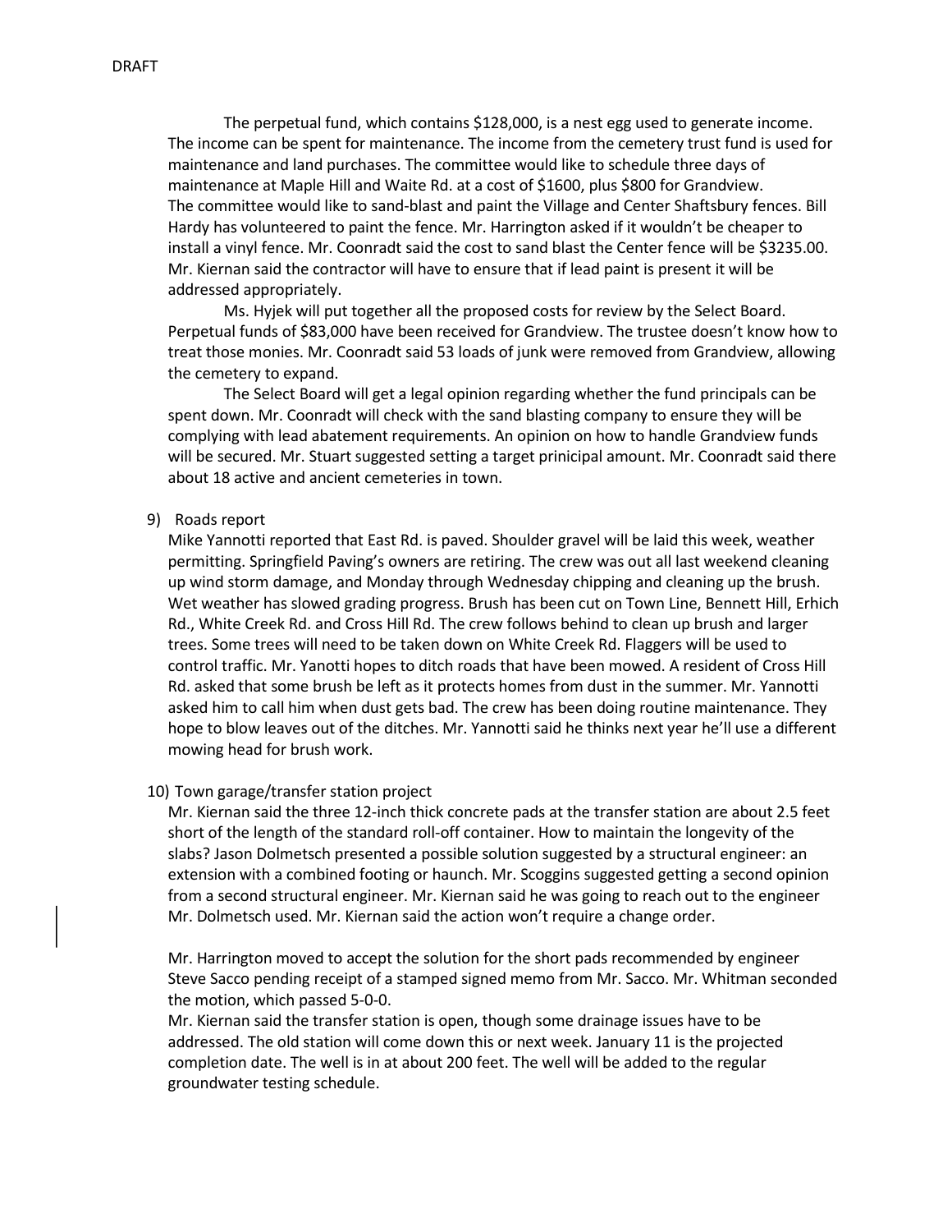DRAFT

The perpetual fund, which contains $128,000, is a nest egg used to generate income. The income can be spent for maintenance. The income from the cemetery trust fund is used for maintenance and land purchases. The committee would like to schedule three days of maintenance at Maple Hill and Waite Rd. at a cost of $1600, plus $800 for Grandview. The committee would like to sand-blast and paint the Village and Center Shaftsbury fences. Bill Hardy has volunteered to paint the fence. Mr. Harrington asked if it wouldn't be cheaper to install a vinyl fence. Mr. Coonradt said the cost to sand blast the Center fence will be $3235.00. Mr. Kiernan said the contractor will have to ensure that if lead paint is present it will be addressed appropriately.

Ms. Hyjek will put together all the proposed costs for review by the Select Board. Perpetual funds of $83,000 have been received for Grandview. The trustee doesn't know how to treat those monies. Mr. Coonradt said 53 loads of junk were removed from Grandview, allowing the cemetery to expand.

The Select Board will get a legal opinion regarding whether the fund principals can be spent down. Mr. Coonradt will check with the sand blasting company to ensure they will be complying with lead abatement requirements. An opinion on how to handle Grandview funds will be secured. Mr. Stuart suggested setting a target prinicipal amount. Mr. Coonradt said there about 18 active and ancient cemeteries in town.

9) Roads report

Mike Yannotti reported that East Rd. is paved. Shoulder gravel will be laid this week, weather permitting. Springfield Paving's owners are retiring. The crew was out all last weekend cleaning up wind storm damage, and Monday through Wednesday chipping and cleaning up the brush. Wet weather has slowed grading progress. Brush has been cut on Town Line, Bennett Hill, Erhich Rd., White Creek Rd. and Cross Hill Rd. The crew follows behind to clean up brush and larger trees. Some trees will need to be taken down on White Creek Rd. Flaggers will be used to control traffic. Mr. Yanotti hopes to ditch roads that have been mowed. A resident of Cross Hill Rd. asked that some brush be left as it protects homes from dust in the summer. Mr. Yannotti asked him to call him when dust gets bad. The crew has been doing routine maintenance. They hope to blow leaves out of the ditches. Mr. Yannotti said he thinks next year he'll use a different mowing head for brush work.

10) Town garage/transfer station project

Mr. Kiernan said the three 12-inch thick concrete pads at the transfer station are about 2.5 feet short of the length of the standard roll-off container. How to maintain the longevity of the slabs? Jason Dolmetsch presented a possible solution suggested by a structural engineer: an extension with a combined footing or haunch. Mr. Scoggins suggested getting a second opinion from a second structural engineer. Mr. Kiernan said he was going to reach out to the engineer Mr. Dolmetsch used. Mr. Kiernan said the action won't require a change order.

Mr. Harrington moved to accept the solution for the short pads recommended by engineer Steve Sacco pending receipt of a stamped signed memo from Mr. Sacco. Mr. Whitman seconded the motion, which passed 5-0-0.

Mr. Kiernan said the transfer station is open, though some drainage issues have to be addressed. The old station will come down this or next week. January 11 is the projected completion date. The well is in at about 200 feet. The well will be added to the regular groundwater testing schedule.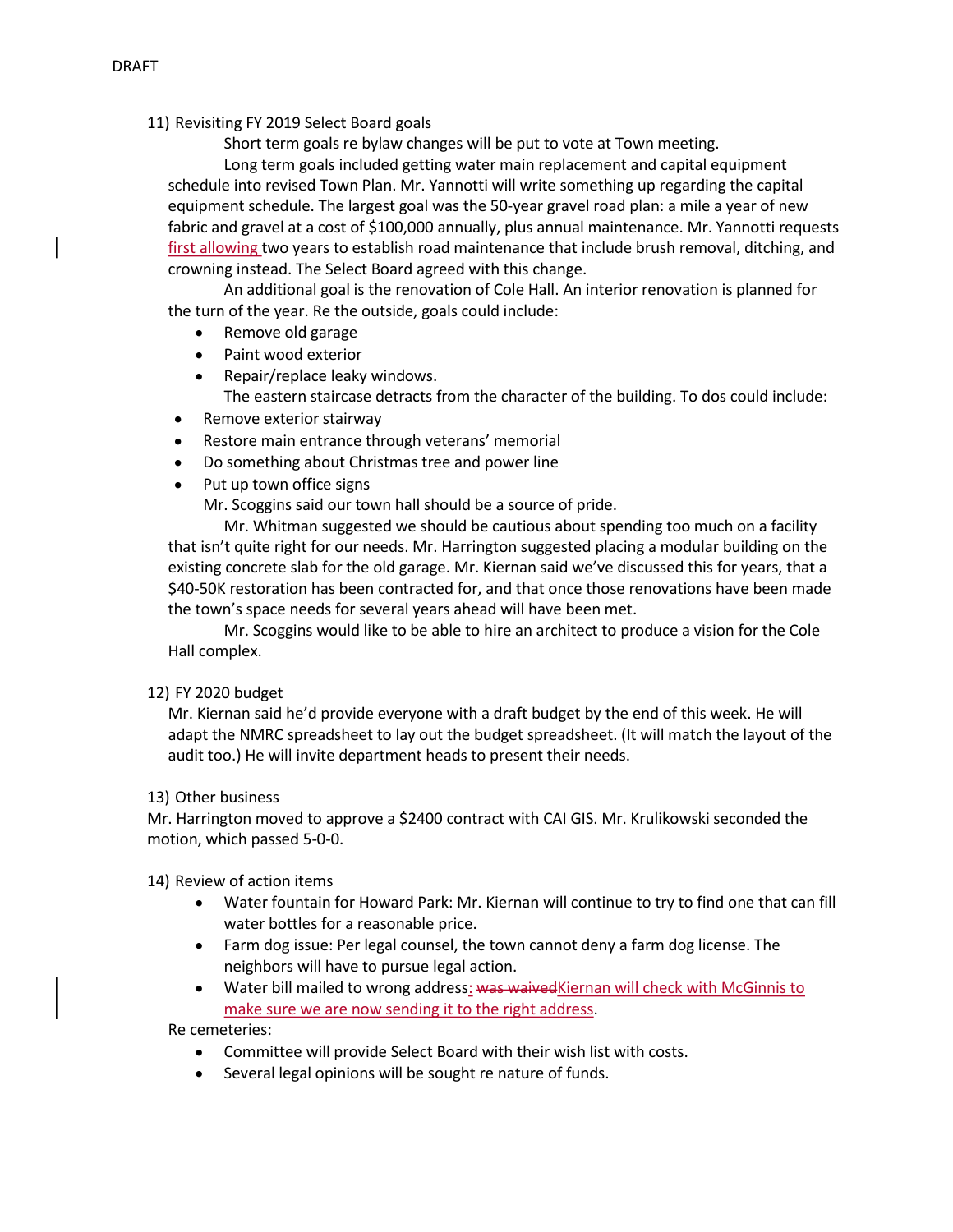DRAFT

11) Revisiting FY 2019 Select Board goals

Short term goals re bylaw changes will be put to vote at Town meeting.

Long term goals included getting water main replacement and capital equipment schedule into revised Town Plan. Mr. Yannotti will write something up regarding the capital equipment schedule. The largest goal was the 50-year gravel road plan: a mile a year of new fabric and gravel at a cost of $100,000 annually, plus annual maintenance. Mr. Yannotti requests first allowing two years to establish road maintenance that include brush removal, ditching, and crowning instead. The Select Board agreed with this change.

An additional goal is the renovation of Cole Hall. An interior renovation is planned for the turn of the year. Re the outside, goals could include:

- Remove old garage
- Paint wood exterior
- Repair/replace leaky windows.

The eastern staircase detracts from the character of the building. To dos could include:

- Remove exterior stairway
- Restore main entrance through veterans' memorial
- Do something about Christmas tree and power line
- Put up town office signs

Mr. Scoggins said our town hall should be a source of pride.

Mr. Whitman suggested we should be cautious about spending too much on a facility that isn't quite right for our needs. Mr. Harrington suggested placing a modular building on the existing concrete slab for the old garage. Mr. Kiernan said we've discussed this for years, that a $40-50K restoration has been contracted for, and that once those renovations have been made the town's space needs for several years ahead will have been met.

Mr. Scoggins would like to be able to hire an architect to produce a vision for the Cole Hall complex.

12) FY 2020 budget

Mr. Kiernan said he'd provide everyone with a draft budget by the end of this week. He will adapt the NMRC spreadsheet to lay out the budget spreadsheet. (It will match the layout of the audit too.) He will invite department heads to present their needs.

13) Other business

Mr. Harrington moved to approve a $2400 contract with CAI GIS. Mr. Krulikowski seconded the motion, which passed 5-0-0.

14) Review of action items

- Water fountain for Howard Park: Mr. Kiernan will continue to try to find one that can fill water bottles for a reasonable price.
- Farm dog issue: Per legal counsel, the town cannot deny a farm dog license. The neighbors will have to pursue legal action.
- Water bill mailed to wrong address: ~~was waived~~Kiernan will check with McGinnis to make sure we are now sending it to the right address.

Re cemeteries:

- Committee will provide Select Board with their wish list with costs.
- Several legal opinions will be sought re nature of funds.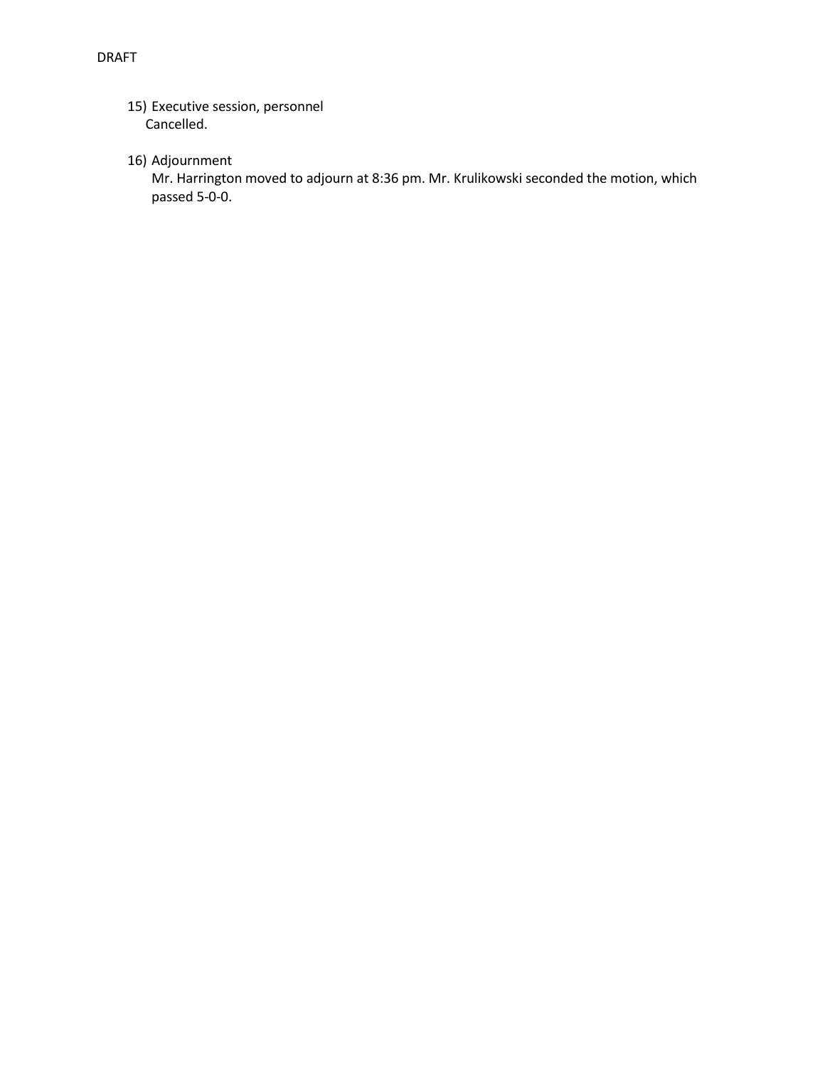DRAFT

15) Executive session, personnel
    Cancelled.

16) Adjournment
    Mr. Harrington moved to adjourn at 8:36 pm. Mr. Krulikowski seconded the motion, which passed 5-0-0.